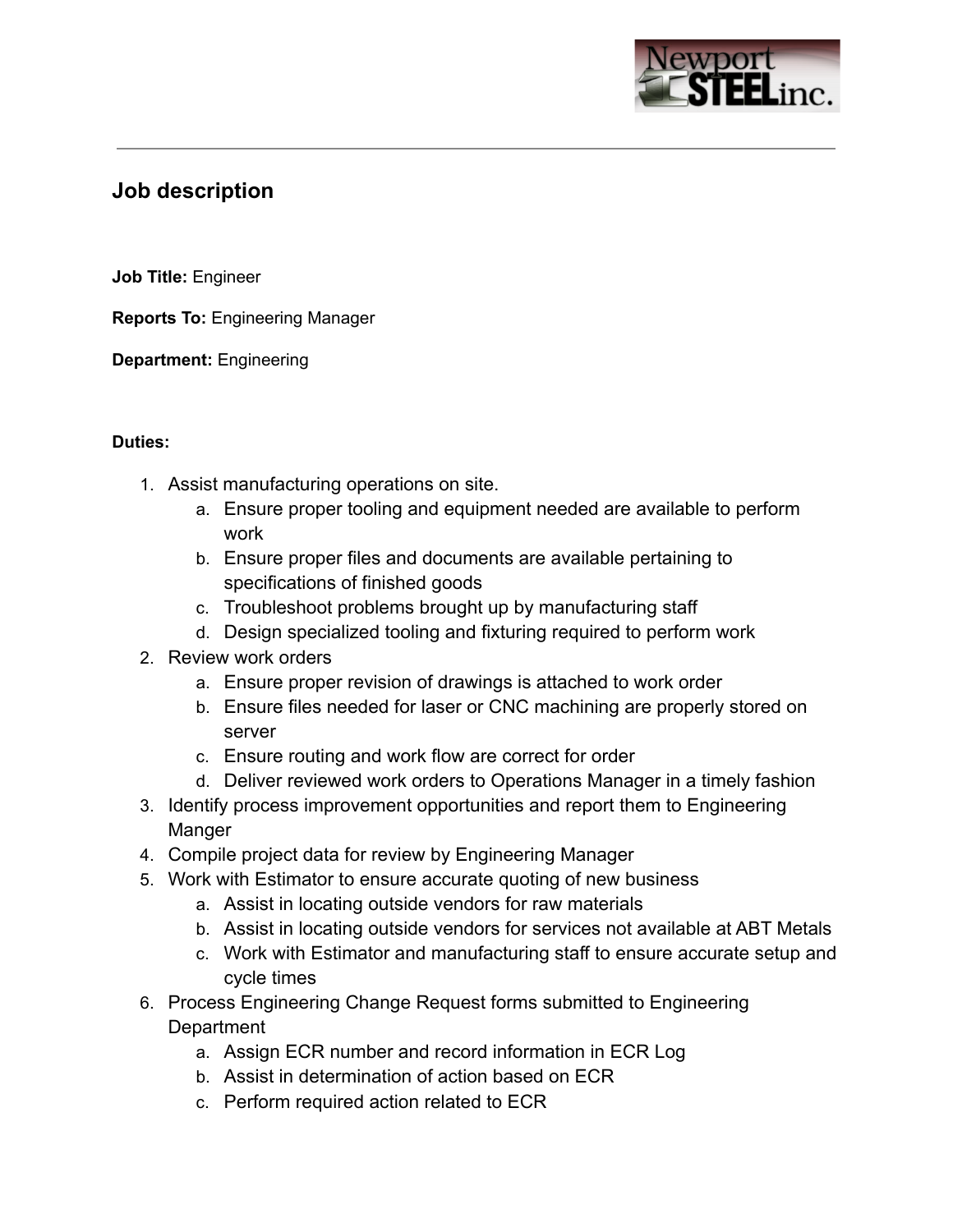## Job description

**Job Title:** Engineer

**Reports To:** Engineering Manager

**Department:** Engineering

**Duties:**

1. Assist manufacturing operations on site.
   a. Ensure proper tooling and equipment needed are available to perform work
   b. Ensure proper files and documents are available pertaining to specifications of finished goods
   c. Troubleshoot problems brought up by manufacturing staff
   d. Design specialized tooling and fixturing required to perform work
2. Review work orders
   a. Ensure proper revision of drawings is attached to work order
   b. Ensure files needed for laser or CNC machining are properly stored on server
   c. Ensure routing and work flow are correct for order
   d. Deliver reviewed work orders to Operations Manager in a timely fashion
3. Identify process improvement opportunities and report them to Engineering Manger
4. Compile project data for review by Engineering Manager
5. Work with Estimator to ensure accurate quoting of new business
   a. Assist in locating outside vendors for raw materials
   b. Assist in locating outside vendors for services not available at ABT Metals
   c. Work with Estimator and manufacturing staff to ensure accurate setup and cycle times
6. Process Engineering Change Request forms submitted to Engineering Department
   a. Assign ECR number and record information in ECR Log
   b. Assist in determination of action based on ECR
   c. Perform required action related to ECR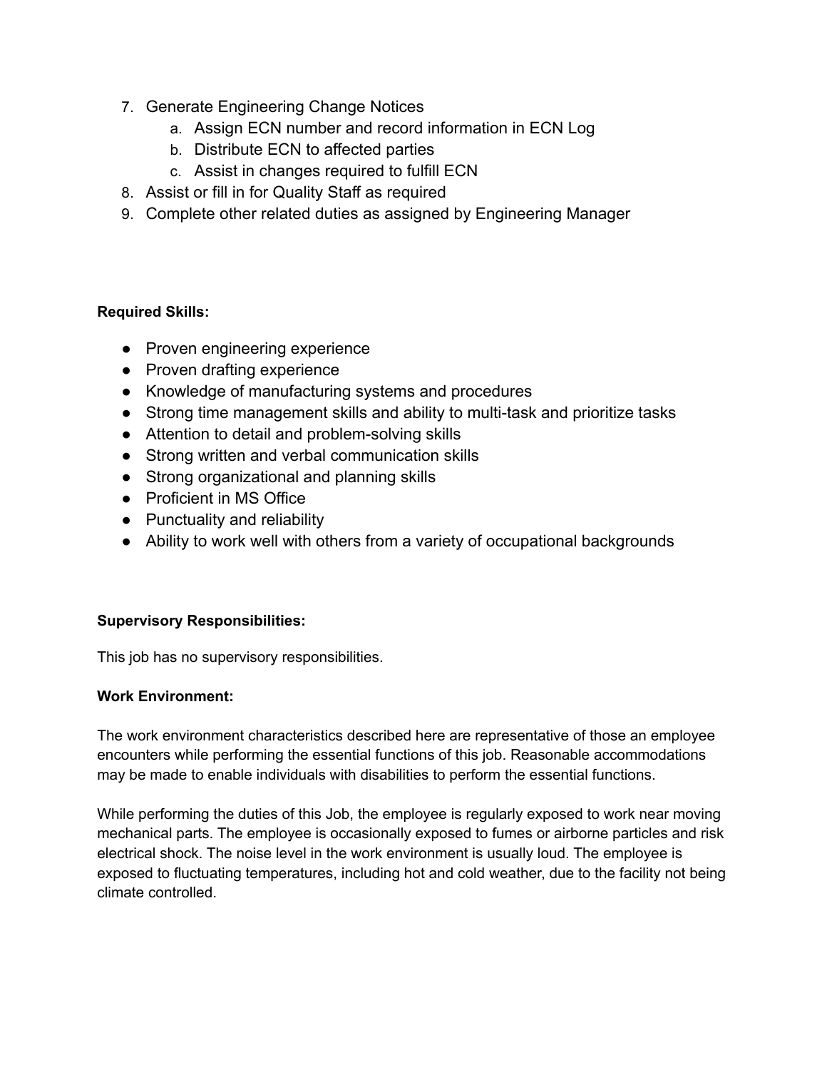7. Generate Engineering Change Notices
    a. Assign ECN number and record information in ECN Log
    b. Distribute ECN to affected parties
    c. Assist in changes required to fulfill ECN
8. Assist or fill in for Quality Staff as required
9. Complete other related duties as assigned by Engineering Manager

**Required Skills:**

- Proven engineering experience
- Proven drafting experience
- Knowledge of manufacturing systems and procedures
- Strong time management skills and ability to multi-task and prioritize tasks
- Attention to detail and problem-solving skills
- Strong written and verbal communication skills
- Strong organizational and planning skills
- Proficient in MS Office
- Punctuality and reliability
- Ability to work well with others from a variety of occupational backgrounds

**Supervisory Responsibilities:**

This job has no supervisory responsibilities.

**Work Environment:**

The work environment characteristics described here are representative of those an employee encounters while performing the essential functions of this job. Reasonable accommodations may be made to enable individuals with disabilities to perform the essential functions.

While performing the duties of this Job, the employee is regularly exposed to work near moving mechanical parts. The employee is occasionally exposed to fumes or airborne particles and risk electrical shock. The noise level in the work environment is usually loud. The employee is exposed to fluctuating temperatures, including hot and cold weather, due to the facility not being climate controlled.